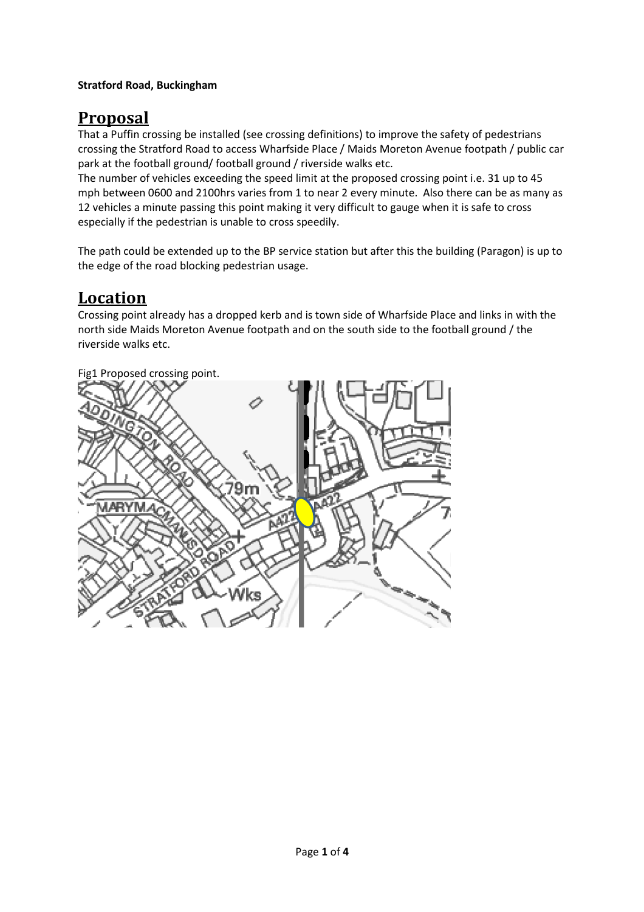**Stratford Road, Buckingham**

# Proposal

That a Puffin crossing be installed (see crossing definitions) to improve the safety of pedestrians crossing the Stratford Road to access Wharfside Place / Maids Moreton Avenue footpath / public car park at the football ground/ football ground / riverside walks etc.

The number of vehicles exceeding the speed limit at the proposed crossing point i.e. 31 up to 45 mph between 0600 and 2100hrs varies from 1 to near 2 every minute. Also there can be as many as 12 vehicles a minute passing this point making it very difficult to gauge when it is safe to cross especially if the pedestrian is unable to cross speedily.

The path could be extended up to the BP service station but after this the building (Paragon) is up to the edge of the road blocking pedestrian usage.

# Location

Crossing point already has a dropped kerb and is town side of Wharfside Place and links in with the north side Maids Moreton Avenue footpath and on the south side to the football ground / the riverside walks etc.

Fig1 Proposed crossing point.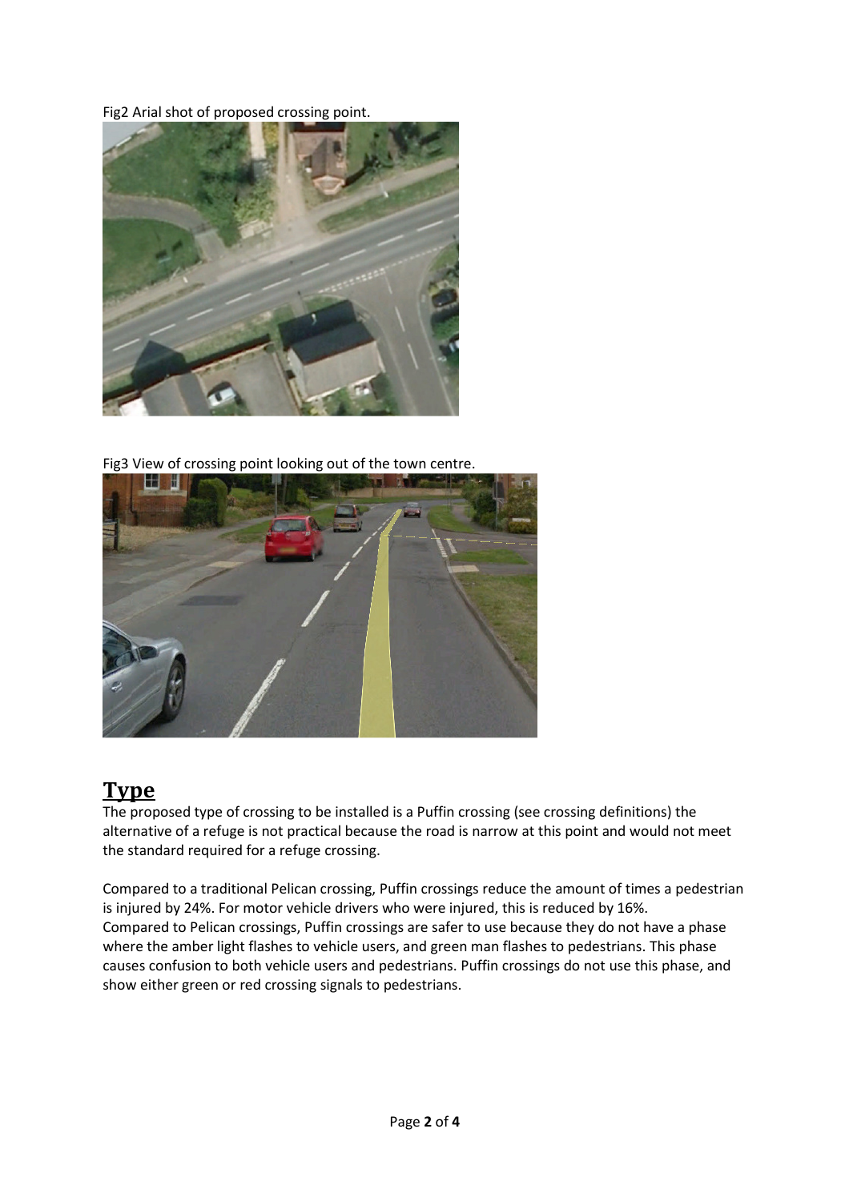Fig2 Arial shot of proposed crossing point.

Fig3 View of crossing point looking out of the town centre.

## Type

The proposed type of crossing to be installed is a Puffin crossing (see crossing definitions) the alternative of a refuge is not practical because the road is narrow at this point and would not meet the standard required for a refuge crossing.

Compared to a traditional Pelican crossing, Puffin crossings reduce the amount of times a pedestrian is injured by 24%. For motor vehicle drivers who were injured, this is reduced by 16%.
Compared to Pelican crossings, Puffin crossings are safer to use because they do not have a phase where the amber light flashes to vehicle users, and green man flashes to pedestrians. This phase causes confusion to both vehicle users and pedestrians. Puffin crossings do not use this phase, and show either green or red crossing signals to pedestrians.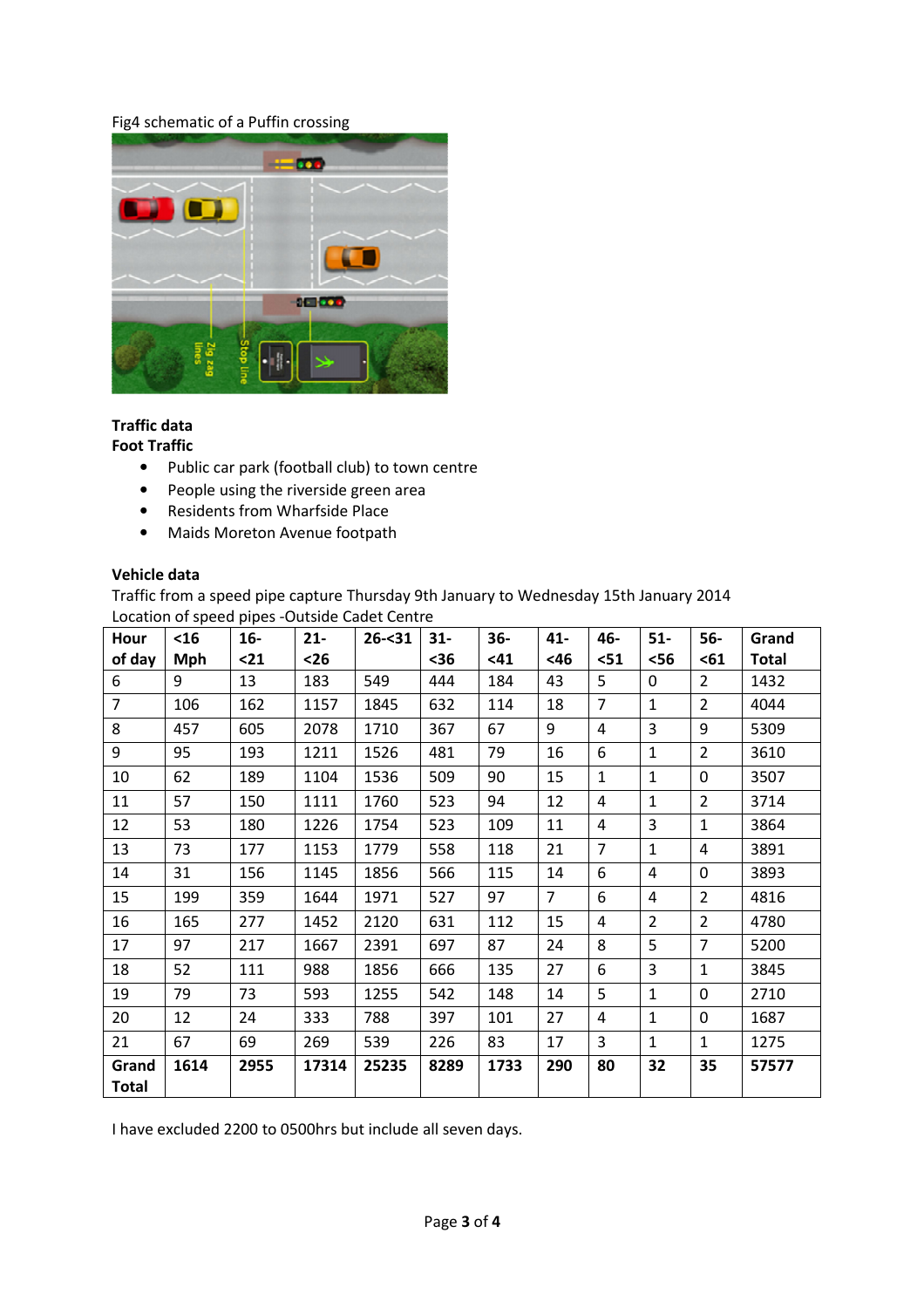Fig4 schematic of a Puffin crossing

**Traffic data**
**Foot Traffic**

- Public car park (football club) to town centre
- People using the riverside green area
- Residents from Wharfside Place
- Maids Moreton Avenue footpath

**Vehicle data**

Traffic from a speed pipe capture Thursday 9th January to Wednesday 15th January 2014
Location of speed pipes -Outside Cadet Centre

| Hour of day | <16 Mph | 16-<21 | 21-<26 | 26-<31 | 31-<36 | 36-<41 | 41-<46 | 46-<51 | 51-<56 | 56-<61 | Grand Total |
|---|---|---|---|---|---|---|---|---|---|---|---|
| 6 | 9 | 13 | 183 | 549 | 444 | 184 | 43 | 5 | 0 | 2 | 1432 |
| 7 | 106 | 162 | 1157 | 1845 | 632 | 114 | 18 | 7 | 1 | 2 | 4044 |
| 8 | 457 | 605 | 2078 | 1710 | 367 | 67 | 9 | 4 | 3 | 9 | 5309 |
| 9 | 95 | 193 | 1211 | 1526 | 481 | 79 | 16 | 6 | 1 | 2 | 3610 |
| 10 | 62 | 189 | 1104 | 1536 | 509 | 90 | 15 | 1 | 1 | 0 | 3507 |
| 11 | 57 | 150 | 1111 | 1760 | 523 | 94 | 12 | 4 | 1 | 2 | 3714 |
| 12 | 53 | 180 | 1226 | 1754 | 523 | 109 | 11 | 4 | 3 | 1 | 3864 |
| 13 | 73 | 177 | 1153 | 1779 | 558 | 118 | 21 | 7 | 1 | 4 | 3891 |
| 14 | 31 | 156 | 1145 | 1856 | 566 | 115 | 14 | 6 | 4 | 0 | 3893 |
| 15 | 199 | 359 | 1644 | 1971 | 527 | 97 | 7 | 6 | 4 | 2 | 4816 |
| 16 | 165 | 277 | 1452 | 2120 | 631 | 112 | 15 | 4 | 2 | 2 | 4780 |
| 17 | 97 | 217 | 1667 | 2391 | 697 | 87 | 24 | 8 | 5 | 7 | 5200 |
| 18 | 52 | 111 | 988 | 1856 | 666 | 135 | 27 | 6 | 3 | 1 | 3845 |
| 19 | 79 | 73 | 593 | 1255 | 542 | 148 | 14 | 5 | 1 | 0 | 2710 |
| 20 | 12 | 24 | 333 | 788 | 397 | 101 | 27 | 4 | 1 | 0 | 1687 |
| 21 | 67 | 69 | 269 | 539 | 226 | 83 | 17 | 3 | 1 | 1 | 1275 |
| **Grand Total** | **1614** | **2955** | **17314** | **25235** | **8289** | **1733** | **290** | **80** | **32** | **35** | **57577** |

I have excluded 2200 to 0500hrs but include all seven days.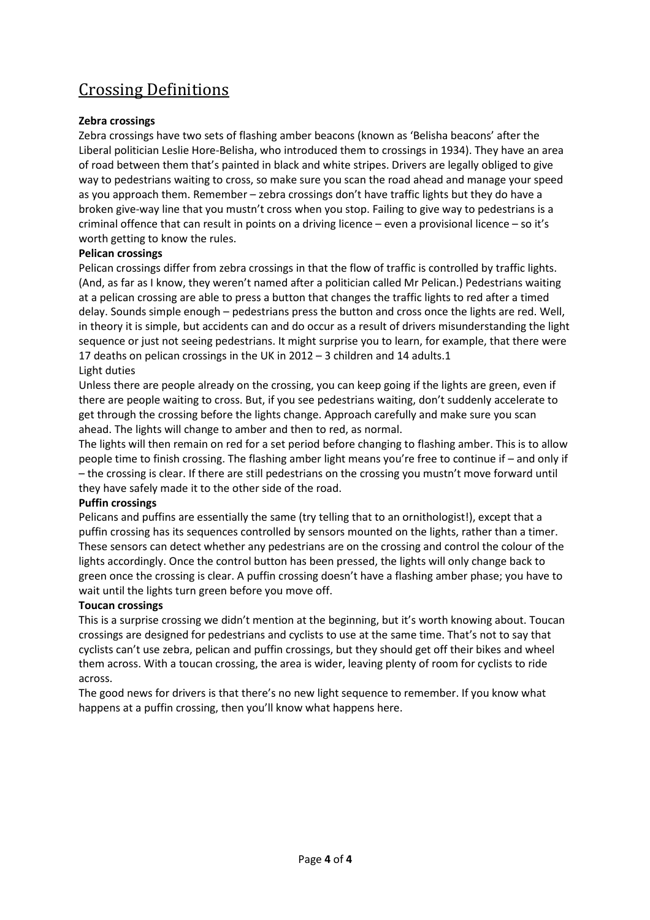# Crossing Definitions

**Zebra crossings**

Zebra crossings have two sets of flashing amber beacons (known as 'Belisha beacons' after the Liberal politician Leslie Hore-Belisha, who introduced them to crossings in 1934). They have an area of road between them that's painted in black and white stripes. Drivers are legally obliged to give way to pedestrians waiting to cross, so make sure you scan the road ahead and manage your speed as you approach them. Remember – zebra crossings don't have traffic lights but they do have a broken give-way line that you mustn't cross when you stop. Failing to give way to pedestrians is a criminal offence that can result in points on a driving licence – even a provisional licence – so it's worth getting to know the rules.

**Pelican crossings**

Pelican crossings differ from zebra crossings in that the flow of traffic is controlled by traffic lights. (And, as far as I know, they weren't named after a politician called Mr Pelican.) Pedestrians waiting at a pelican crossing are able to press a button that changes the traffic lights to red after a timed delay. Sounds simple enough – pedestrians press the button and cross once the lights are red. Well, in theory it is simple, but accidents can and do occur as a result of drivers misunderstanding the light sequence or just not seeing pedestrians. It might surprise you to learn, for example, that there were 17 deaths on pelican crossings in the UK in 2012 – 3 children and 14 adults.1

Light duties

Unless there are people already on the crossing, you can keep going if the lights are green, even if there are people waiting to cross. But, if you see pedestrians waiting, don't suddenly accelerate to get through the crossing before the lights change. Approach carefully and make sure you scan ahead. The lights will change to amber and then to red, as normal.

The lights will then remain on red for a set period before changing to flashing amber. This is to allow people time to finish crossing. The flashing amber light means you're free to continue if – and only if – the crossing is clear. If there are still pedestrians on the crossing you mustn't move forward until they have safely made it to the other side of the road.

**Puffin crossings**

Pelicans and puffins are essentially the same (try telling that to an ornithologist!), except that a puffin crossing has its sequences controlled by sensors mounted on the lights, rather than a timer. These sensors can detect whether any pedestrians are on the crossing and control the colour of the lights accordingly. Once the control button has been pressed, the lights will only change back to green once the crossing is clear. A puffin crossing doesn't have a flashing amber phase; you have to wait until the lights turn green before you move off.

**Toucan crossings**

This is a surprise crossing we didn't mention at the beginning, but it's worth knowing about. Toucan crossings are designed for pedestrians and cyclists to use at the same time. That's not to say that cyclists can't use zebra, pelican and puffin crossings, but they should get off their bikes and wheel them across. With a toucan crossing, the area is wider, leaving plenty of room for cyclists to ride across.

The good news for drivers is that there's no new light sequence to remember. If you know what happens at a puffin crossing, then you'll know what happens here.